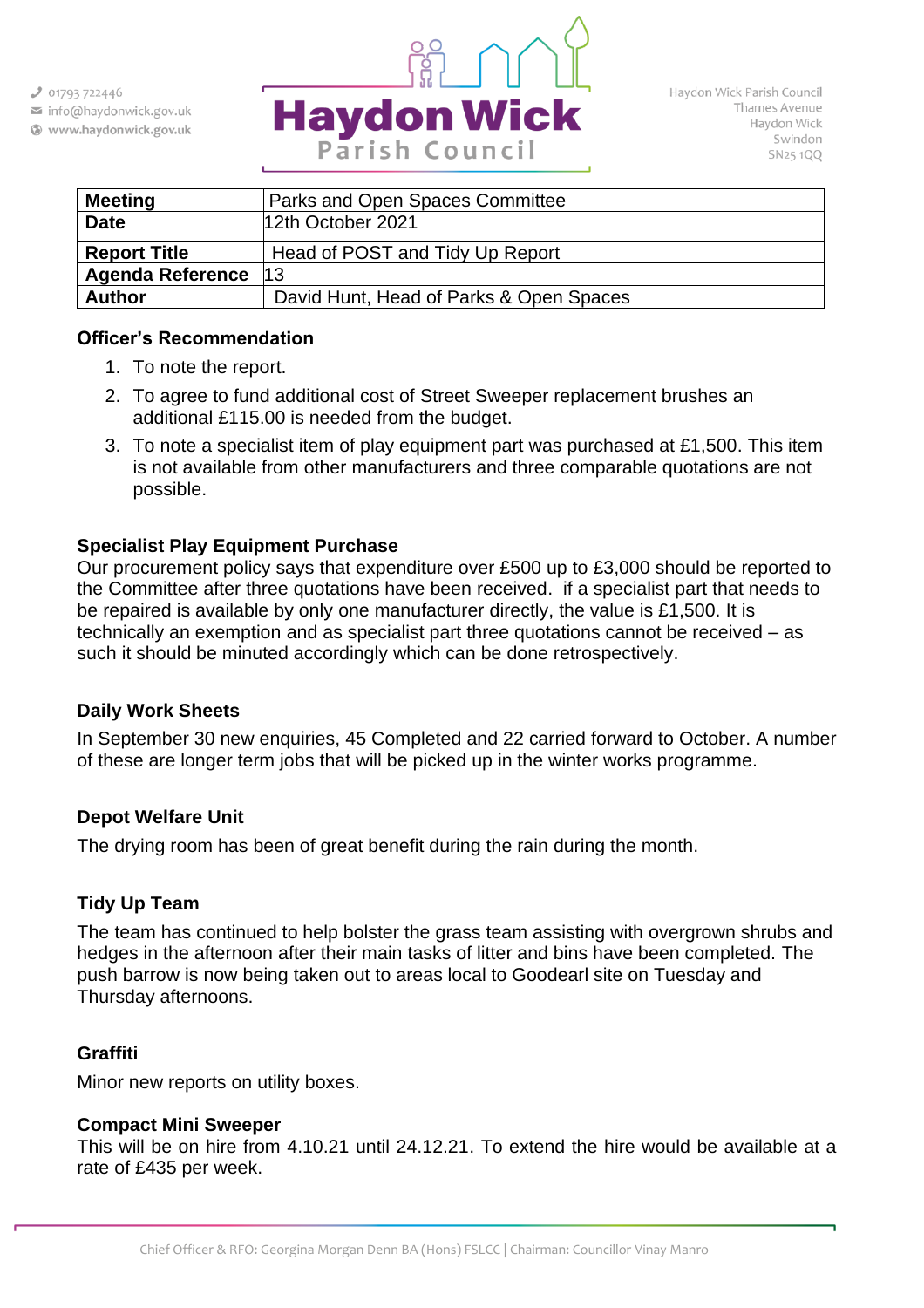01793 722446
info@haydonwick.gov.uk
www.haydonwick.gov.uk

# Haydon Wick Parish Council

Haydon Wick Parish Council
Thames Avenue
Haydon Wick
Swindon
SN25 1QQ

| **Meeting** | Parks and Open Spaces Committee |
|---|---|
| **Date** | 12th October 2021 |
| **Report Title** | Head of POST and Tidy Up Report |
| **Agenda Reference** | 13 |
| **Author** | David Hunt, Head of Parks & Open Spaces |

### Officer's Recommendation

1. To note the report.
2. To agree to fund additional cost of Street Sweeper replacement brushes an additional £115.00 is needed from the budget.
3. To note a specialist item of play equipment part was purchased at £1,500. This item is not available from other manufacturers and three comparable quotations are not possible.

### Specialist Play Equipment Purchase

Our procurement policy says that expenditure over £500 up to £3,000 should be reported to the Committee after three quotations have been received. if a specialist part that needs to be repaired is available by only one manufacturer directly, the value is £1,500. It is technically an exemption and as specialist part three quotations cannot be received – as such it should be minuted accordingly which can be done retrospectively.

### Daily Work Sheets

In September 30 new enquiries, 45 Completed and 22 carried forward to October. A number of these are longer term jobs that will be picked up in the winter works programme.

### Depot Welfare Unit

The drying room has been of great benefit during the rain during the month.

### Tidy Up Team

The team has continued to help bolster the grass team assisting with overgrown shrubs and hedges in the afternoon after their main tasks of litter and bins have been completed. The push barrow is now being taken out to areas local to Goodearl site on Tuesday and Thursday afternoons.

### Graffiti

Minor new reports on utility boxes.

### Compact Mini Sweeper

This will be on hire from 4.10.21 until 24.12.21. To extend the hire would be available at a rate of £435 per week.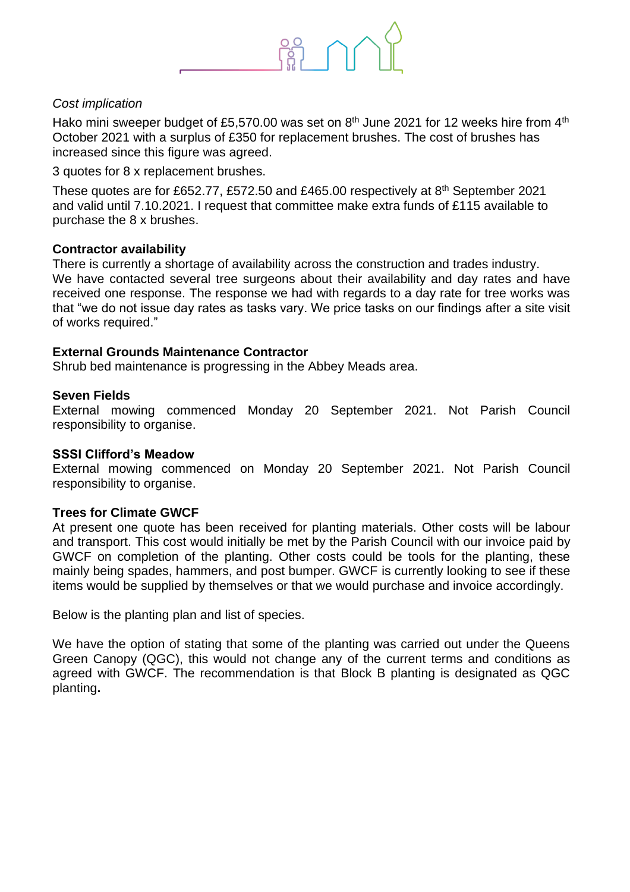*Cost implication*

Hako mini sweeper budget of £5,570.00 was set on 8th June 2021 for 12 weeks hire from 4th October 2021 with a surplus of £350 for replacement brushes. The cost of brushes has increased since this figure was agreed.

3 quotes for 8 x replacement brushes.

These quotes are for £652.77, £572.50 and £465.00 respectively at 8th September 2021 and valid until 7.10.2021. I request that committee make extra funds of £115 available to purchase the 8 x brushes.

**Contractor availability**

There is currently a shortage of availability across the construction and trades industry. We have contacted several tree surgeons about their availability and day rates and have received one response. The response we had with regards to a day rate for tree works was that "we do not issue day rates as tasks vary. We price tasks on our findings after a site visit of works required."

**External Grounds Maintenance Contractor**

Shrub bed maintenance is progressing in the Abbey Meads area.

**Seven Fields**

External mowing commenced Monday 20 September 2021. Not Parish Council responsibility to organise.

**SSSI Clifford's Meadow**

External mowing commenced on Monday 20 September 2021. Not Parish Council responsibility to organise.

**Trees for Climate GWCF**

At present one quote has been received for planting materials. Other costs will be labour and transport. This cost would initially be met by the Parish Council with our invoice paid by GWCF on completion of the planting. Other costs could be tools for the planting, these mainly being spades, hammers, and post bumper. GWCF is currently looking to see if these items would be supplied by themselves or that we would purchase and invoice accordingly.

Below is the planting plan and list of species.

We have the option of stating that some of the planting was carried out under the Queens Green Canopy (QGC), this would not change any of the current terms and conditions as agreed with GWCF. The recommendation is that Block B planting is designated as QGC planting.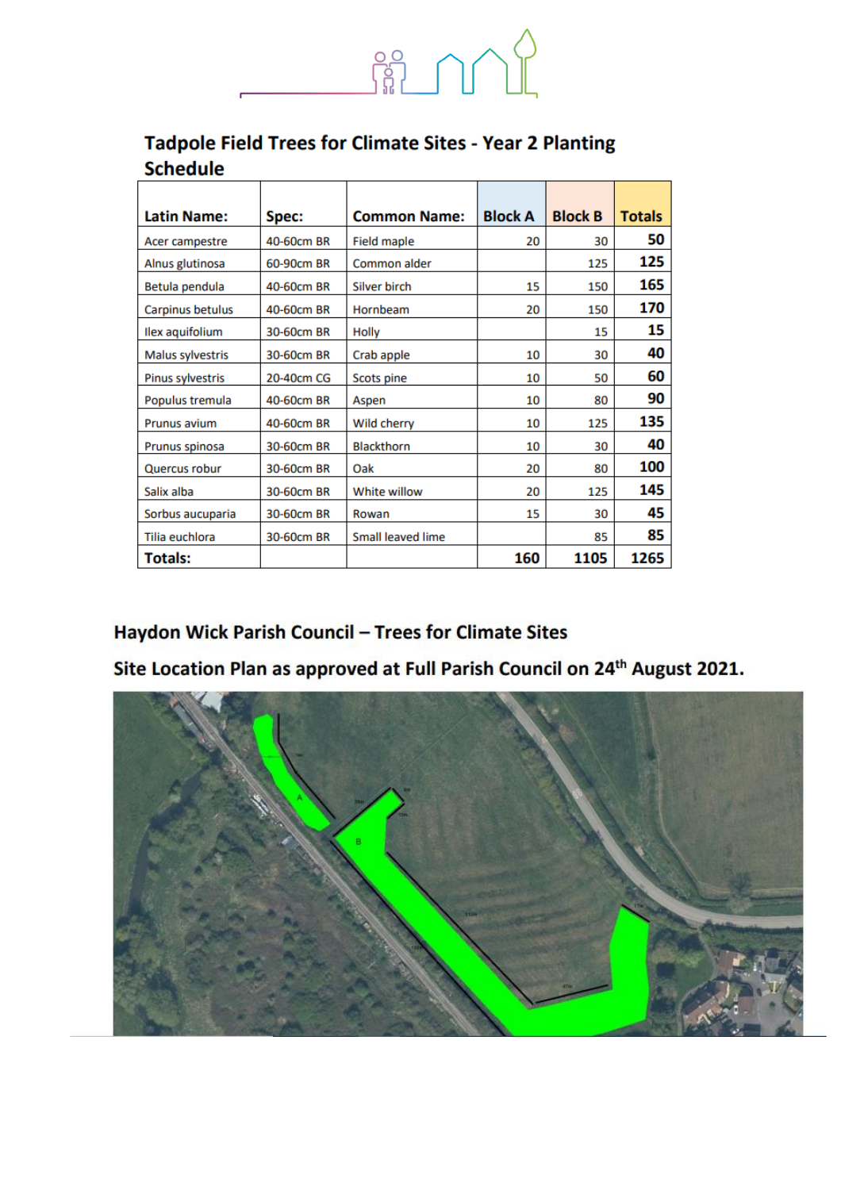## Tadpole Field Trees for Climate Sites - Year 2 Planting Schedule

| Latin Name: | Spec: | Common Name: | Block A | Block B | Totals |
|---|---|---|---|---|---|
| Acer campestre | 40-60cm BR | Field maple | 20 | 30 | **50** |
| Alnus glutinosa | 60-90cm BR | Common alder | | 125 | **125** |
| Betula pendula | 40-60cm BR | Silver birch | 15 | 150 | **165** |
| Carpinus betulus | 40-60cm BR | Hornbeam | 20 | 150 | **170** |
| Ilex aquifolium | 30-60cm BR | Holly | | 15 | **15** |
| Malus sylvestris | 30-60cm BR | Crab apple | 10 | 30 | **40** |
| Pinus sylvestris | 20-40cm CG | Scots pine | 10 | 50 | **60** |
| Populus tremula | 40-60cm BR | Aspen | 10 | 80 | **90** |
| Prunus avium | 40-60cm BR | Wild cherry | 10 | 125 | **135** |
| Prunus spinosa | 30-60cm BR | Blackthorn | 10 | 30 | **40** |
| Quercus robur | 30-60cm BR | Oak | 20 | 80 | **100** |
| Salix alba | 30-60cm BR | White willow | 20 | 125 | **145** |
| Sorbus aucuparia | 30-60cm BR | Rowan | 15 | 30 | **45** |
| Tilia euchlora | 30-60cm BR | Small leaved lime | | 85 | **85** |
| **Totals:** | | | **160** | **1105** | **1265** |

## Haydon Wick Parish Council – Trees for Climate Sites

## Site Location Plan as approved at Full Parish Council on 24th August 2021.